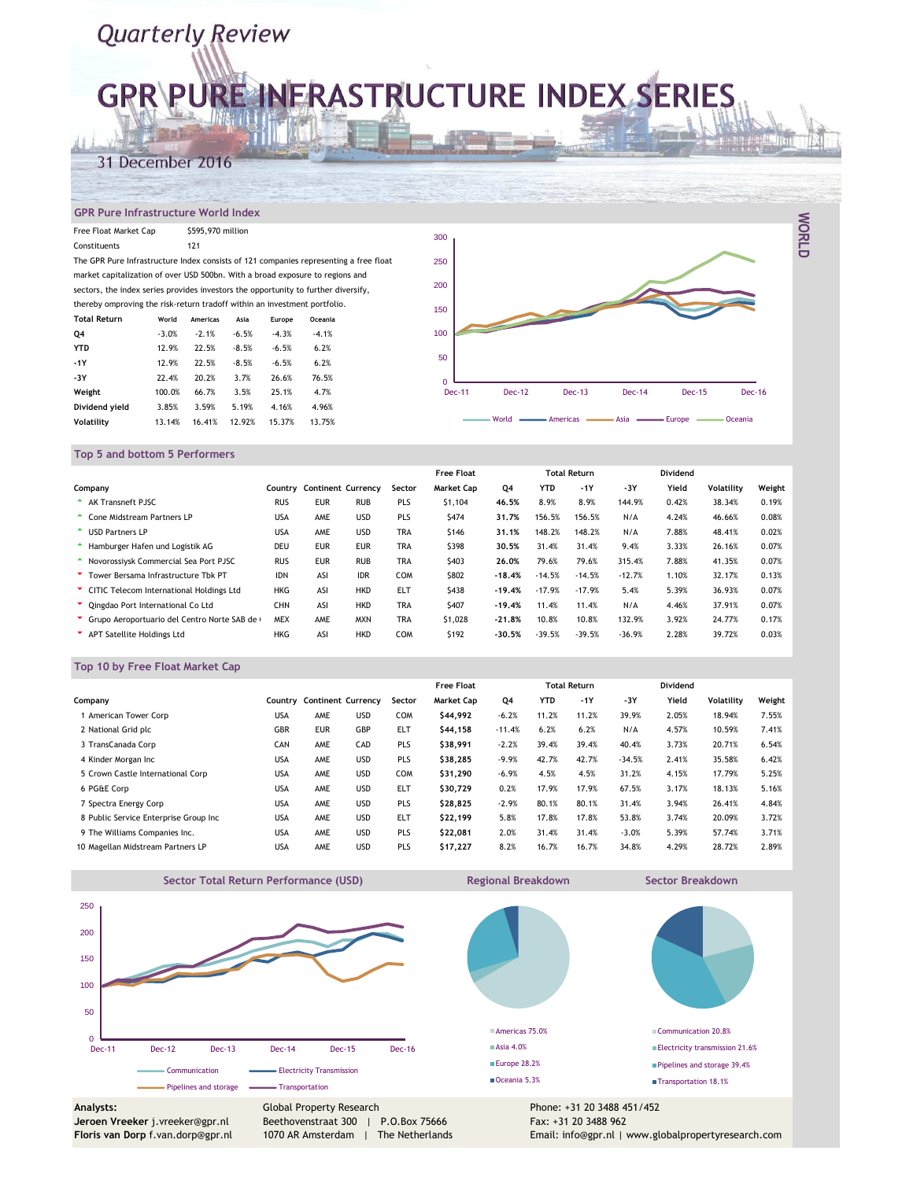*Quarterly Review*

# GPR PURE INFRASTRUCTURE INDEX SERIES

31 December 2016

WORLD

## GPR Pure Infrastructure World Index

Free Float Market Cap $595,970 million

Constituents 121

The GPR Pure Infrastructure Index consists of 121 companies representing a free float market capitalization of over USD 500bn. With a broad exposure to regions and sectors, the index series provides investors the opportunity to further diversify, thereby omproving the risk-return tradoff within an investment portfolio.

| Total Return | World | Americas | Asia | Europe | Oceania |
|---|---|---|---|---|---|
| Q4 | -3.0% | -2.1% | -6.5% | -4.3% | -4.1% |
| YTD | 12.9% | 22.5% | -8.5% | -6.5% | 6.2% |
| -1Y | 12.9% | 22.5% | -8.5% | -6.5% | 6.2% |
| -3Y | 22.4% | 20.2% | 3.7% | 26.6% | 76.5% |
| Weight | 100.0% | 66.7% | 3.5% | 25.1% | 4.7% |
| Dividend yield | 3.85% | 3.59% | 5.19% | 4.16% | 4.96% |
| Volatility | 13.14% | 16.41% | 12.92% | 15.37% | 13.75% |

## Top 5 and bottom 5 Performers

| Company | Country | Continent | Currency | Sector | Free Float Market Cap | Q4 | Total Return YTD | -1Y | -3Y | Dividend Yield | Volatility | Weight |
|---|---|---|---|---|---|---|---|---|---|---|---|---|
| AK Transneft PJSC | RUS | EUR | RUB | PLS | $1,104 | **46.5%** | 8.9% | 8.9% | 144.9% | 0.42% | 38.34% | 0.19% |
| Cone Midstream Partners LP | USA | AME | USD | PLS | $474 | **31.7%** | 156.5% | 156.5% | N/A | 4.24% | 46.66% | 0.08% |
| USD Partners LP | USA | AME | USD | TRA | $146 | **31.1%** | 148.2% | 148.2% | N/A | 7.88% | 48.41% | 0.02% |
| Hamburger Hafen und Logistik AG | DEU | EUR | EUR | TRA | $398 | **30.5%** | 31.4% | 31.4% | 9.4% | 3.33% | 26.16% | 0.07% |
| Novorossiysk Commercial Sea Port PJSC | RUS | EUR | RUB | TRA | $403 | **26.0%** | 79.6% | 79.6% | 315.4% | 7.88% | 41.35% | 0.07% |
| Tower Bersama Infrastructure Tbk PT | IDN | ASI | IDR | COM | $802 | **-18.4%** | -14.5% | -14.5% | -12.7% | 1.10% | 32.17% | 0.13% |
| CITIC Telecom International Holdings Ltd | HKG | ASI | HKD | ELT | $438 | **-19.4%** | -17.9% | -17.9% | 5.4% | 5.39% | 36.93% | 0.07% |
| Qingdao Port International Co Ltd | CHN | ASI | HKD | TRA | $407 | **-19.4%** | 11.4% | 11.4% | N/A | 4.46% | 37.91% | 0.07% |
| Grupo Aeroportuario del Centro Norte SAB de | MEX | AME | MXN | TRA | $1,028 | **-21.8%** | 10.8% | 10.8% | 132.9% | 3.92% | 24.77% | 0.17% |
| APT Satellite Holdings Ltd | HKG | ASI | HKD | COM | $192 | **-30.5%** | -39.5% | -39.5% | -36.9% | 2.28% | 39.72% | 0.03% |

## Top 10 by Free Float Market Cap

| Company | Country | Continent | Currency | Sector | Free Float Market Cap | Q4 | Total Return YTD | -1Y | -3Y | Dividend Yield | Volatility | Weight |
|---|---|---|---|---|---|---|---|---|---|---|---|---|
| 1 American Tower Corp | USA | AME | USD | COM | **$44,992** | -6.2% | 11.2% | 11.2% | 39.9% | 2.05% | 18.94% | 7.55% |
| 2 National Grid plc | GBR | EUR | GBP | ELT | **$44,158** | -11.4% | 6.2% | 6.2% | N/A | 4.57% | 10.59% | 7.41% |
| 3 TransCanada Corp | CAN | AME | CAD | PLS | **$38,991** | -2.2% | 39.4% | 39.4% | 40.4% | 3.73% | 20.71% | 6.54% |
| 4 Kinder Morgan Inc | USA | AME | USD | PLS | **$38,285** | -9.9% | 42.7% | 42.7% | -34.5% | 2.41% | 35.58% | 6.42% |
| 5 Crown Castle International Corp | USA | AME | USD | COM | **$31,290** | -6.9% | 4.5% | 4.5% | 31.2% | 4.15% | 17.79% | 5.25% |
| 6 PG&E Corp | USA | AME | USD | ELT | **$30,729** | 0.2% | 17.9% | 17.9% | 67.5% | 3.17% | 18.13% | 5.16% |
| 7 Spectra Energy Corp | USA | AME | USD | PLS | **$28,825** | -2.9% | 80.1% | 80.1% | 31.4% | 3.94% | 26.41% | 4.84% |
| 8 Public Service Enterprise Group Inc | USA | AME | USD | ELT | **$22,199** | 5.8% | 17.8% | 17.8% | 53.8% | 3.74% | 20.09% | 3.72% |
| 9 The Williams Companies Inc. | USA | AME | USD | PLS | **$22,081** | 2.0% | 31.4% | 31.4% | -3.0% | 5.39% | 57.74% | 3.71% |
| 10 Magellan Midstream Partners LP | USA | AME | USD | PLS | **$17,227** | 8.2% | 16.7% | 16.7% | 34.8% | 4.29% | 28.72% | 2.89% |

## Sector Total Return Performance (USD)

Communication, Electricity Transmission, Pipelines and storage, Transportation

## Regional Breakdown

- Americas 75.0%
- Asia 4.0%
- Europe 28.2%
- Oceania 5.3%

## Sector Breakdown

- Communication 20.8%
- Electricity transmission 21.6%
- Pipelines and storage 39.4%
- Transportation 18.1%

**Analysts:**
**Jeroen Vreeker** j.vreeker@gpr.nl
**Floris van Dorp** f.van.dorp@gpr.nl

Global Property Research
Beethovenstraat 300 | P.O.Box 75666
1070 AR Amsterdam | The Netherlands

Phone: +31 20 3488 451/452
Fax: +31 20 3488 962
Email: info@gpr.nl | www.globalpropertyresearch.com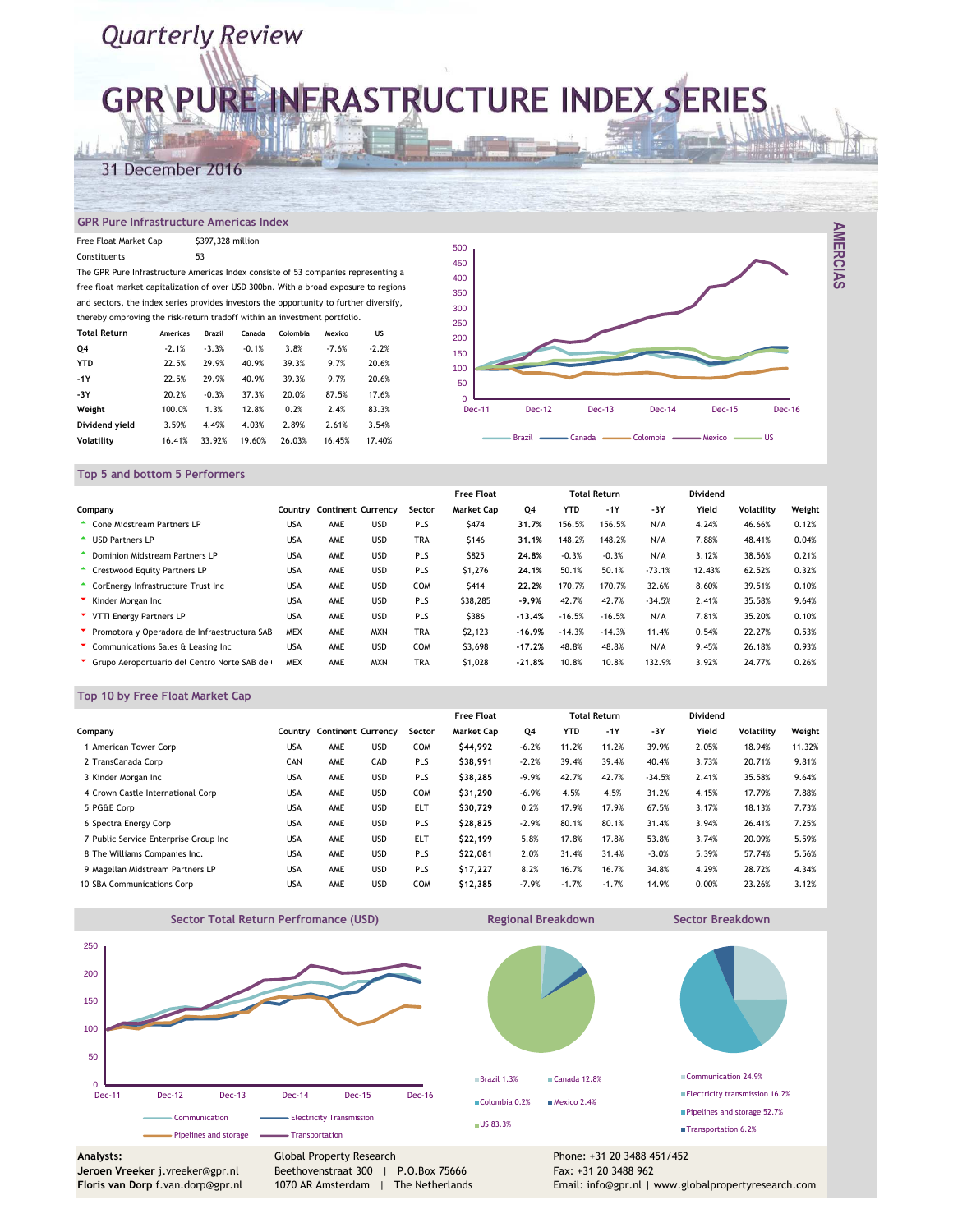# Quarterly Review

# GPR PURE INFRASTRUCTURE INDEX SERIES

31 December 2016

AMERCIAS

## GPR Pure Infrastructure Americas Index

| Free Float Market Cap | $397,328 million |
|---|---|
| Constituents | 53 |

The GPR Pure Infrastructure Americas Index consiste of 53 companies representing a free float market capitalization of over USD 300bn. With a broad exposure to regions and sectors, the index series provides investors the opportunity to further diversify, thereby omproving the risk-return tradoff within an investment portfolio.

| Total Return | Americas | Brazil | Canada | Colombia | Mexico | US |
|---|---|---|---|---|---|---|
| Q4 | -2.1% | -3.3% | -0.1% | 3.8% | -7.6% | -2.2% |
| YTD | 22.5% | 29.9% | 40.9% | 39.3% | 9.7% | 20.6% |
| -1Y | 22.5% | 29.9% | 40.9% | 39.3% | 9.7% | 20.6% |
| -3Y | 20.2% | -0.3% | 37.3% | 20.0% | 87.5% | 17.6% |
| Weight | 100.0% | 1.3% | 12.8% | 0.2% | 2.4% | 83.3% |
| Dividend yield | 3.59% | 4.49% | 4.03% | 2.89% | 2.61% | 3.54% |
| Volatility | 16.41% | 33.92% | 19.60% | 26.03% | 16.45% | 17.40% |

Brazil, Canada, Colombia, Mexico, US

## Top 5 and bottom 5 Performers

| Company | Country | Continent | Currency | Sector | Free Float Market Cap | Q4 | Total Return YTD | -1Y | -3Y | Dividend Yield | Volatility | Weight |
|---|---|---|---|---|---|---|---|---|---|---|---|---|
| Cone Midstream Partners LP | USA | AME | USD | PLS | $474 | **31.7%** | 156.5% | 156.5% | N/A | 4.24% | 46.66% | 0.12% |
| USD Partners LP | USA | AME | USD | TRA | $146 | **31.1%** | 148.2% | 148.2% | N/A | 7.88% | 48.41% | 0.04% |
| Dominion Midstream Partners LP | USA | AME | USD | PLS | $825 | **24.8%** | -0.3% | -0.3% | N/A | 3.12% | 38.56% | 0.21% |
| Crestwood Equity Partners LP | USA | AME | USD | PLS | $1,276 | **24.1%** | 50.1% | 50.1% | -73.1% | 12.43% | 62.52% | 0.32% |
| CorEnergy Infrastructure Trust Inc | USA | AME | USD | COM | $414 | **22.2%** | 170.7% | 170.7% | 32.6% | 8.60% | 39.51% | 0.10% |
| Kinder Morgan Inc | USA | AME | USD | PLS | $38,285 | **-9.9%** | 42.7% | 42.7% | -34.5% | 2.41% | 35.58% | 9.64% |
| VTTI Energy Partners LP | USA | AME | USD | PLS | $386 | **-13.4%** | -16.5% | -16.5% | N/A | 7.81% | 35.20% | 0.10% |
| Promotora y Operadora de Infraestructura SAB | MEX | AME | MXN | TRA | $2,123 | **-16.9%** | -14.3% | -14.3% | 11.4% | 0.54% | 22.27% | 0.53% |
| Communications Sales & Leasing Inc | USA | AME | USD | COM | $3,698 | **-17.2%** | 48.8% | 48.8% | N/A | 9.45% | 26.18% | 0.93% |
| Grupo Aeroportuario del Centro Norte SAB de | MEX | AME | MXN | TRA | $1,028 | **-21.8%** | 10.8% | 10.8% | 132.9% | 3.92% | 24.77% | 0.26% |

## Top 10 by Free Float Market Cap

| Company | Country | Continent | Currency | Sector | Free Float Market Cap | Q4 | Total Return YTD | -1Y | -3Y | Dividend Yield | Volatility | Weight |
|---|---|---|---|---|---|---|---|---|---|---|---|---|
| 1 American Tower Corp | USA | AME | USD | COM | **$44,992** | -6.2% | 11.2% | 11.2% | 39.9% | 2.05% | 18.94% | 11.32% |
| 2 TransCanada Corp | CAN | AME | CAD | PLS | **$38,991** | -2.2% | 39.4% | 39.4% | 40.4% | 3.73% | 20.71% | 9.81% |
| 3 Kinder Morgan Inc | USA | AME | USD | PLS | **$38,285** | -9.9% | 42.7% | 42.7% | -34.5% | 2.41% | 35.58% | 9.64% |
| 4 Crown Castle International Corp | USA | AME | USD | COM | **$31,290** | -6.9% | 4.5% | 4.5% | 31.2% | 4.15% | 17.79% | 7.88% |
| 5 PG&E Corp | USA | AME | USD | ELT | **$30,729** | 0.2% | 17.9% | 17.9% | 67.5% | 3.17% | 18.13% | 7.73% |
| 6 Spectra Energy Corp | USA | AME | USD | PLS | **$28,825** | -2.9% | 80.1% | 80.1% | 31.4% | 3.94% | 26.41% | 7.25% |
| 7 Public Service Enterprise Group Inc | USA | AME | USD | ELT | **$22,199** | 5.8% | 17.8% | 17.8% | 53.8% | 3.74% | 20.09% | 5.59% |
| 8 The Williams Companies Inc. | USA | AME | USD | PLS | **$22,081** | 2.0% | 31.4% | 31.4% | -3.0% | 5.39% | 57.74% | 5.56% |
| 9 Magellan Midstream Partners LP | USA | AME | USD | PLS | **$17,227** | 8.2% | 16.7% | 16.7% | 34.8% | 4.29% | 28.72% | 4.34% |
| 10 SBA Communications Corp | USA | AME | USD | COM | **$12,385** | -7.9% | -1.7% | -1.7% | 14.9% | 0.00% | 23.26% | 3.12% |

## Sector Total Return Perfromance (USD)

Communication, Electricity Transmission, Pipelines and storage, Transportation

## Regional Breakdown

Brazil 1.3% | Canada 12.8% | Colombia 0.2% | Mexico 2.4% | US 83.3%

## Sector Breakdown

Communication 24.9% | Electricity transmission 16.2% | Pipelines and storage 52.7% | Transportation 6.2%

**Analysts:**
**Jeroen Vreeker** j.vreeker@gpr.nl
**Floris van Dorp** f.van.dorp@gpr.nl

Global Property Research
Beethovenstraat 300 | P.O.Box 75666
1070 AR Amsterdam | The Netherlands

Phone: +31 20 3488 451/452
Fax: +31 20 3488 962
Email: info@gpr.nl | www.globalpropertyresearch.com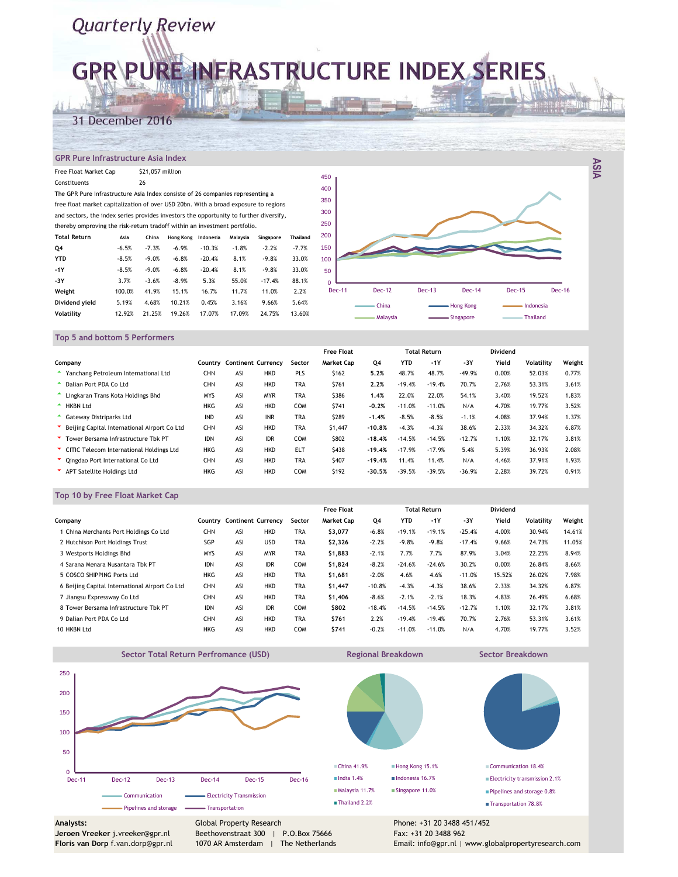*Quarterly Review*

# GPR PURE INFRASTRUCTURE INDEX SERIES

31 December 2016

## GPR Pure Infrastructure Asia Index

Free Float Market Cap $21,057 million

Constituents 26

The GPR Pure Infrastructure Asia Index consiste of 26 companies representing a free float market capitalization of over USD 20bn. With a broad exposure to regions and sectors, the index series provides investors the opportunity to further diversify, thereby omproving the risk-return tradoff within an investment portfolio.

| Total Return | Asia | China | Hong Kong | Indonesia | Malaysia | Singapore | Thailand |
|---|---|---|---|---|---|---|---|
| Q4 | -6.5% | -7.3% | -6.9% | -10.3% | -1.8% | -2.2% | -7.7% |
| YTD | -8.5% | -9.0% | -6.8% | -20.4% | 8.1% | -9.8% | 33.0% |
| -1Y | -8.5% | -9.0% | -6.8% | -20.4% | 8.1% | -9.8% | 33.0% |
| -3Y | 3.7% | -3.6% | -8.9% | 5.3% | 55.0% | -17.4% | 88.1% |
| Weight | 100.0% | 41.9% | 15.1% | 16.7% | 11.7% | 11.0% | 2.2% |
| Dividend yield | 5.19% | 4.68% | 10.21% | 0.45% | 3.16% | 9.66% | 5.64% |
| Volatility | 12.92% | 21.25% | 19.26% | 17.07% | 17.09% | 24.75% | 13.60% |

## Top 5 and bottom 5 Performers

| Company | Country | Continent | Currency | Sector | Free Float Market Cap | Q4 | Total Return YTD | -1Y | -3Y | Dividend Yield | Volatility | Weight |
|---|---|---|---|---|---|---|---|---|---|---|---|---|
| Yanchang Petroleum International Ltd | CHN | ASI | HKD | PLS | $162 | 5.2% | 48.7% | 48.7% | -49.9% | 0.00% | 52.03% | 0.77% |
| Dalian Port PDA Co Ltd | CHN | ASI | HKD | TRA | $761 | 2.2% | -19.4% | -19.4% | 70.7% | 2.76% | 53.31% | 3.61% |
| Lingkaran Trans Kota Holdings Bhd | MYS | ASI | MYR | TRA | $386 | 1.4% | 22.0% | 22.0% | 54.1% | 3.40% | 19.52% | 1.83% |
| HKBN Ltd | HKG | ASI | HKD | COM | $741 | -0.2% | -11.0% | -11.0% | N/A | 4.70% | 19.77% | 3.52% |
| Gateway Distriparks Ltd | IND | ASI | INR | TRA | $289 | -1.4% | -8.5% | -8.5% | -1.1% | 4.08% | 37.94% | 1.37% |
| Beijing Capital International Airport Co Ltd | CHN | ASI | HKD | TRA | $1,447 | -10.8% | -4.3% | -4.3% | 38.6% | 2.33% | 34.32% | 6.87% |
| Tower Bersama Infrastructure Tbk PT | IDN | ASI | IDR | COM | $802 | -18.4% | -14.5% | -14.5% | -12.7% | 1.10% | 32.17% | 3.81% |
| CITIC Telecom International Holdings Ltd | HKG | ASI | HKD | ELT | $438 | -19.4% | -17.9% | -17.9% | 5.4% | 5.39% | 36.93% | 2.08% |
| Qingdao Port International Co Ltd | CHN | ASI | HKD | TRA | $407 | -19.4% | 11.4% | 11.4% | N/A | 4.46% | 37.91% | 1.93% |
| APT Satellite Holdings Ltd | HKG | ASI | HKD | COM | $192 | -30.5% | -39.5% | -39.5% | -36.9% | 2.28% | 39.72% | 0.91% |

## Top 10 by Free Float Market Cap

| Company | Country | Continent | Currency | Sector | Free Float Market Cap | Q4 | Total Return YTD | -1Y | -3Y | Dividend Yield | Volatility | Weight |
|---|---|---|---|---|---|---|---|---|---|---|---|---|
| 1 China Merchants Port Holdings Co Ltd | CHN | ASI | HKD | TRA | $3,077 | -6.8% | -19.1% | -19.1% | -25.4% | 4.00% | 30.94% | 14.61% |
| 2 Hutchison Port Holdings Trust | SGP | ASI | USD | TRA | $2,326 | -2.2% | -9.8% | -9.8% | -17.4% | 9.66% | 24.73% | 11.05% |
| 3 Westports Holdings Bhd | MYS | ASI | MYR | TRA | $1,883 | -2.1% | 7.7% | 7.7% | 87.9% | 3.04% | 22.25% | 8.94% |
| 4 Sarana Menara Nusantara Tbk PT | IDN | ASI | IDR | COM | $1,824 | -8.2% | -24.6% | -24.6% | 30.2% | 0.00% | 26.84% | 8.66% |
| 5 COSCO SHIPPING Ports Ltd | HKG | ASI | HKD | TRA | $1,681 | -2.0% | 4.6% | 4.6% | -11.0% | 15.52% | 26.02% | 7.98% |
| 6 Beijing Capital International Airport Co Ltd | CHN | ASI | HKD | TRA | $1,447 | -10.8% | -4.3% | -4.3% | 38.6% | 2.33% | 34.32% | 6.87% |
| 7 Jiangsu Expressway Co Ltd | CHN | ASI | HKD | TRA | $1,406 | -8.6% | -2.1% | -2.1% | 18.3% | 4.83% | 26.49% | 6.68% |
| 8 Tower Bersama Infrastructure Tbk PT | IDN | ASI | IDR | COM | $802 | -18.4% | -14.5% | -14.5% | -12.7% | 1.10% | 32.17% | 3.81% |
| 9 Dalian Port PDA Co Ltd | CHN | ASI | HKD | TRA | $761 | 2.2% | -19.4% | -19.4% | 70.7% | 2.76% | 53.31% | 3.61% |
| 10 HKBN Ltd | HKG | ASI | HKD | COM | $741 | -0.2% | -11.0% | -11.0% | N/A | 4.70% | 19.77% | 3.52% |

## Sector Total Return Perfromance (USD)

Communication; Electricity Transmission; Pipelines and storage; Transportation

## Regional Breakdown

China 41.9%; Hong Kong 15.1%; India 1.4%; Indonesia 16.7%; Malaysia 11.7%; Singapore 11.0%; Thailand 2.2%

## Sector Breakdown

Communication 18.4%; Electricity transmission 2.1%; Pipelines and storage 0.8%; Transportation 78.8%

**Analysts:**
**Jeroen Vreeker** j.vreeker@gpr.nl
**Floris van Dorp** f.van.dorp@gpr.nl

Global Property Research
Beethovenstraat 300 | P.O.Box 75666
1070 AR Amsterdam | The Netherlands

Phone: +31 20 3488 451/452
Fax: +31 20 3488 962
Email: info@gpr.nl | www.globalpropertyresearch.com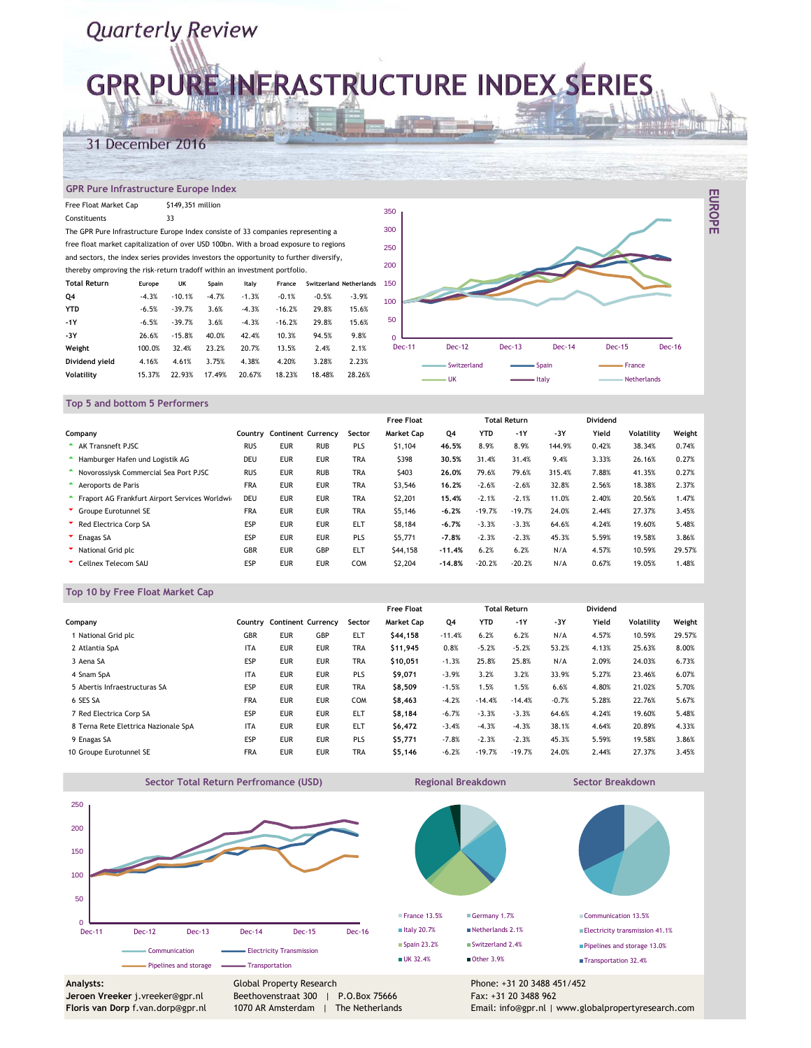# Quarterly Review

# GPR PURE INFRASTRUCTURE INDEX SERIES

31 December 2016

EUROPE

## GPR Pure Infrastructure Europe Index

Free Float Market Cap $149,351 million

Constituents 33

The GPR Pure Infrastructure Europe Index consiste of 33 companies representing a free float market capitalization of over USD 100bn. With a broad exposure to regions and sectors, the index series provides investors the opportunity to further diversify, thereby omproving the risk-return tradoff within an investment portfolio.

| Total Return | Europe | UK | Spain | Italy | France | Switzerland | Netherlands |
|---|---|---|---|---|---|---|---|
| Q4 | -4.3% | -10.1% | -4.7% | -1.3% | -0.1% | -0.5% | -3.9% |
| YTD | -6.5% | -39.7% | 3.6% | -4.3% | -16.2% | 29.8% | 15.6% |
| -1Y | -6.5% | -39.7% | 3.6% | -4.3% | -16.2% | 29.8% | 15.6% |
| -3Y | 26.6% | -15.8% | 40.0% | 42.4% | 10.3% | 94.5% | 9.8% |
| Weight | 100.0% | 32.4% | 23.2% | 20.7% | 13.5% | 2.4% | 2.1% |
| Dividend yield | 4.16% | 4.61% | 3.75% | 4.38% | 4.20% | 3.28% | 2.23% |
| Volatility | 15.37% | 22.93% | 17.49% | 20.67% | 18.23% | 18.48% | 28.26% |

## Top 5 and bottom 5 Performers

| Company | Country | Continent | Currency | Sector | Free Float Market Cap | Q4 | Total Return YTD | -1Y | -3Y | Dividend Yield | Volatility | Weight |
|---|---|---|---|---|---|---|---|---|---|---|---|---|
| AK Transneft PJSC | RUS | EUR | RUB | PLS | $1,104 | 46.5% | 8.9% | 8.9% | 144.9% | 0.42% | 38.34% | 0.74% |
| Hamburger Hafen und Logistik AG | DEU | EUR | EUR | TRA | $398 | 30.5% | 31.4% | 31.4% | 9.4% | 3.33% | 26.16% | 0.27% |
| Novorossiysk Commercial Sea Port PJSC | RUS | EUR | RUB | TRA | $403 | 26.0% | 79.6% | 79.6% | 315.4% | 7.88% | 41.35% | 0.27% |
| Aeroports de Paris | FRA | EUR | EUR | TRA | $3,546 | 16.2% | -2.6% | -2.6% | 32.8% | 2.56% | 18.38% | 2.37% |
| Fraport AG Frankfurt Airport Services Worldwi | DEU | EUR | EUR | TRA | $2,201 | 15.4% | -2.1% | -2.1% | 11.0% | 2.40% | 20.56% | 1.47% |
| Groupe Eurotunnel SE | FRA | EUR | EUR | TRA | $5,146 | -6.2% | -19.7% | -19.7% | 24.0% | 2.44% | 27.37% | 3.45% |
| Red Electrica Corp SA | ESP | EUR | EUR | ELT | $8,184 | -6.7% | -3.3% | -3.3% | 64.6% | 4.24% | 19.60% | 5.48% |
| Enagas SA | ESP | EUR | EUR | PLS | $5,771 | -7.8% | -2.3% | -2.3% | 45.3% | 5.59% | 19.58% | 3.86% |
| National Grid plc | GBR | EUR | GBP | ELT | $44,158 | -11.4% | 6.2% | 6.2% | N/A | 4.57% | 10.59% | 29.57% |
| Cellnex Telecom SAU | ESP | EUR | EUR | COM | $2,204 | -14.8% | -20.2% | -20.2% | N/A | 0.67% | 19.05% | 1.48% |

## Top 10 by Free Float Market Cap

| Company | Country | Continent | Currency | Sector | Free Float Market Cap | Q4 | Total Return YTD | -1Y | -3Y | Dividend Yield | Volatility | Weight |
|---|---|---|---|---|---|---|---|---|---|---|---|---|
| 1 National Grid plc | GBR | EUR | GBP | ELT | $44,158 | -11.4% | 6.2% | 6.2% | N/A | 4.57% | 10.59% | 29.57% |
| 2 Atlantia SpA | ITA | EUR | EUR | TRA | $11,945 | 0.8% | -5.2% | -5.2% | 53.2% | 4.13% | 25.63% | 8.00% |
| 3 Aena SA | ESP | EUR | EUR | TRA | $10,051 | -1.3% | 25.8% | 25.8% | N/A | 2.09% | 24.03% | 6.73% |
| 4 Snam SpA | ITA | EUR | EUR | PLS | $9,071 | -3.9% | 3.2% | 3.2% | 33.9% | 5.27% | 23.46% | 6.07% |
| 5 Abertis Infraestructuras SA | ESP | EUR | EUR | TRA | $8,509 | -1.5% | 1.5% | 1.5% | 6.6% | 4.80% | 21.02% | 5.70% |
| 6 SES SA | FRA | EUR | EUR | COM | $8,463 | -4.2% | -14.4% | -14.4% | -0.7% | 5.28% | 22.76% | 5.67% |
| 7 Red Electrica Corp SA | ESP | EUR | EUR | ELT | $8,184 | -6.7% | -3.3% | -3.3% | 64.6% | 4.24% | 19.60% | 5.48% |
| 8 Terna Rete Elettrica Nazionale SpA | ITA | EUR | EUR | ELT | $6,472 | -3.4% | -4.3% | -4.3% | 38.1% | 4.64% | 20.89% | 4.33% |
| 9 Enagas SA | ESP | EUR | EUR | PLS | $5,771 | -7.8% | -2.3% | -2.3% | 45.3% | 5.59% | 19.58% | 3.86% |
| 10 Groupe Eurotunnel SE | FRA | EUR | EUR | TRA | $5,146 | -6.2% | -19.7% | -19.7% | 24.0% | 2.44% | 27.37% | 3.45% |

## Sector Total Return Perfromance (USD)

Communication, Electricity Transmission, Pipelines and storage, Transportation

## Regional Breakdown

- France 13.5%
- Germany 1.7%
- Italy 20.7%
- Netherlands 2.1%
- Spain 23.2%
- Switzerland 2.4%
- UK 32.4%
- Other 3.9%

## Sector Breakdown

- Communication 13.5%
- Electricity transmission 41.1%
- Pipelines and storage 13.0%
- Transportation 32.4%

**Analysts:**
**Jeroen Vreeker** j.vreeker@gpr.nl
**Floris van Dorp** f.van.dorp@gpr.nl

Global Property Research
Beethovenstraat 300 | P.O.Box 75666
1070 AR Amsterdam | The Netherlands

Phone: +31 20 3488 451/452
Fax: +31 20 3488 962
Email: info@gpr.nl | www.globalpropertyresearch.com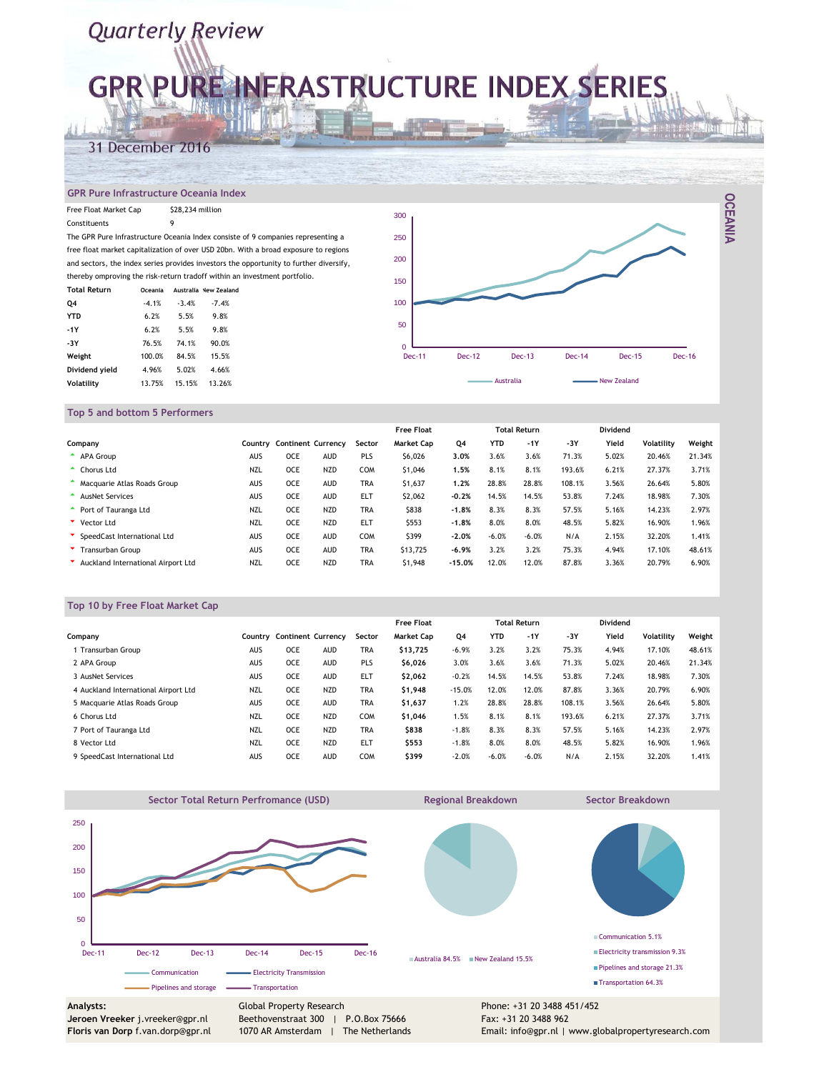*Quarterly Review*

# GPR PURE INFRASTRUCTURE INDEX SERIES

31 December 2016

OCEANIA

## GPR Pure Infrastructure Oceania Index

Free Float Market Cap $28,234 million

Constituents 9

The GPR Pure Infrastructure Oceania Index consiste of 9 companies representing a free float market capitalization of over USD 20bn. With a broad exposure to regions and sectors, the index series provides investors the opportunity to further diversify, thereby omproving the risk-return tradoff within an investment portfolio.

| Total Return | Oceania | Australia | New Zealand |
|---|---|---|---|
| Q4 | -4.1% | -3.4% | -7.4% |
| YTD | 6.2% | 5.5% | 9.8% |
| -1Y | 6.2% | 5.5% | 9.8% |
| -3Y | 76.5% | 74.1% | 90.0% |
| Weight | 100.0% | 84.5% | 15.5% |
| Dividend yield | 4.96% | 5.02% | 4.66% |
| Volatility | 13.75% | 15.15% | 13.26% |

300
250
200
150
100
50
0
Dec-11 Dec-12 Dec-13 Dec-14 Dec-15 Dec-16
Australia
New Zealand

## Top 5 and bottom 5 Performers

| Company | Country | Continent | Currency | Sector | Free Float Market Cap | Q4 | Total Return YTD | -1Y | -3Y | Dividend Yield | Volatility | Weight |
|---|---|---|---|---|---|---|---|---|---|---|---|---|
| APA Group | AUS | OCE | AUD | PLS | $6,026 | **3.0%** | 3.6% | 3.6% | 71.3% | 5.02% | 20.46% | 21.34% |
| Chorus Ltd | NZL | OCE | NZD | COM | $1,046 | **1.5%** | 8.1% | 8.1% | 193.6% | 6.21% | 27.37% | 3.71% |
| Macquarie Atlas Roads Group | AUS | OCE | AUD | TRA | $1,637 | **1.2%** | 28.8% | 28.8% | 108.1% | 3.56% | 26.64% | 5.80% |
| AusNet Services | AUS | OCE | AUD | ELT | $2,062 | **-0.2%** | 14.5% | 14.5% | 53.8% | 7.24% | 18.98% | 7.30% |
| Port of Tauranga Ltd | NZL | OCE | NZD | TRA | $838 | **-1.8%** | 8.3% | 8.3% | 57.5% | 5.16% | 14.23% | 2.97% |
| Vector Ltd | NZL | OCE | NZD | ELT | $553 | **-1.8%** | 8.0% | 8.0% | 48.5% | 5.82% | 16.90% | 1.96% |
| SpeedCast International Ltd | AUS | OCE | AUD | COM | $399 | **-2.0%** | -6.0% | -6.0% | N/A | 2.15% | 32.20% | 1.41% |
| Transurban Group | AUS | OCE | AUD | TRA | $13,725 | **-6.9%** | 3.2% | 3.2% | 75.3% | 4.94% | 17.10% | 48.61% |
| Auckland International Airport Ltd | NZL | OCE | NZD | TRA | $1,948 | **-15.0%** | 12.0% | 12.0% | 87.8% | 3.36% | 20.79% | 6.90% |

## Top 10 by Free Float Market Cap

| Company | Country | Continent | Currency | Sector | Free Float Market Cap | Q4 | Total Return YTD | -1Y | -3Y | Dividend Yield | Volatility | Weight |
|---|---|---|---|---|---|---|---|---|---|---|---|---|
| 1 Transurban Group | AUS | OCE | AUD | TRA | **$13,725** | -6.9% | 3.2% | 3.2% | 75.3% | 4.94% | 17.10% | 48.61% |
| 2 APA Group | AUS | OCE | AUD | PLS | **$6,026** | 3.0% | 3.6% | 3.6% | 71.3% | 5.02% | 20.46% | 21.34% |
| 3 AusNet Services | AUS | OCE | AUD | ELT | **$2,062** | -0.2% | 14.5% | 14.5% | 53.8% | 7.24% | 18.98% | 7.30% |
| 4 Auckland International Airport Ltd | NZL | OCE | NZD | TRA | **$1,948** | -15.0% | 12.0% | 12.0% | 87.8% | 3.36% | 20.79% | 6.90% |
| 5 Macquarie Atlas Roads Group | AUS | OCE | AUD | TRA | **$1,637** | 1.2% | 28.8% | 28.8% | 108.1% | 3.56% | 26.64% | 5.80% |
| 6 Chorus Ltd | NZL | OCE | NZD | COM | **$1,046** | 1.5% | 8.1% | 8.1% | 193.6% | 6.21% | 27.37% | 3.71% |
| 7 Port of Tauranga Ltd | NZL | OCE | NZD | TRA | **$838** | -1.8% | 8.3% | 8.3% | 57.5% | 5.16% | 14.23% | 2.97% |
| 8 Vector Ltd | NZL | OCE | NZD | ELT | **$553** | -1.8% | 8.0% | 8.0% | 48.5% | 5.82% | 16.90% | 1.96% |
| 9 SpeedCast International Ltd | AUS | OCE | AUD | COM | **$399** | -2.0% | -6.0% | -6.0% | N/A | 2.15% | 32.20% | 1.41% |

## Sector Total Return Perfromance (USD)

250
200
150
100
50
0
Dec-11 Dec-12 Dec-13 Dec-14 Dec-15 Dec-16
Communication
Electricity Transmission
Pipelines and storage
Transportation

## Regional Breakdown

Australia 84.5%
New Zealand 15.5%

## Sector Breakdown

Communication 5.1%
Electricity transmission 9.3%
Pipelines and storage 21.3%
Transportation 64.3%

**Analysts:**
**Jeroen Vreeker** j.vreeker@gpr.nl
**Floris van Dorp** f.van.dorp@gpr.nl

Global Property Research
Beethovenstraat 300 | P.O.Box 75666
1070 AR Amsterdam | The Netherlands

Phone: +31 20 3488 451/452
Fax: +31 20 3488 962
Email: info@gpr.nl | www.globalpropertyresearch.com